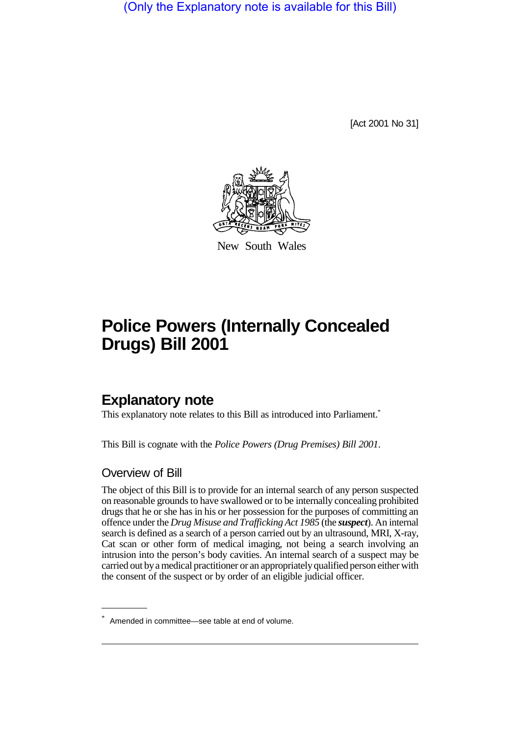(Only the Explanatory note is available for this Bill)

[Act 2001 No 31]

New South Wales

# Police Powers (Internally Concealed Drugs) Bill 2001

## Explanatory note

This explanatory note relates to this Bill as introduced into Parliament.*

This Bill is cognate with the *Police Powers (Drug Premises) Bill 2001*.

### Overview of Bill

The object of this Bill is to provide for an internal search of any person suspected on reasonable grounds to have swallowed or to be internally concealing prohibited drugs that he or she has in his or her possession for the purposes of committing an offence under the *Drug Misuse and Trafficking Act 1985* (the ***suspect***). An internal search is defined as a search of a person carried out by an ultrasound, MRI, X-ray, Cat scan or other form of medical imaging, not being a search involving an intrusion into the person's body cavities. An internal search of a suspect may be carried out by a medical practitioner or an appropriately qualified person either with the consent of the suspect or by order of an eligible judicial officer.

\* Amended in committee—see table at end of volume.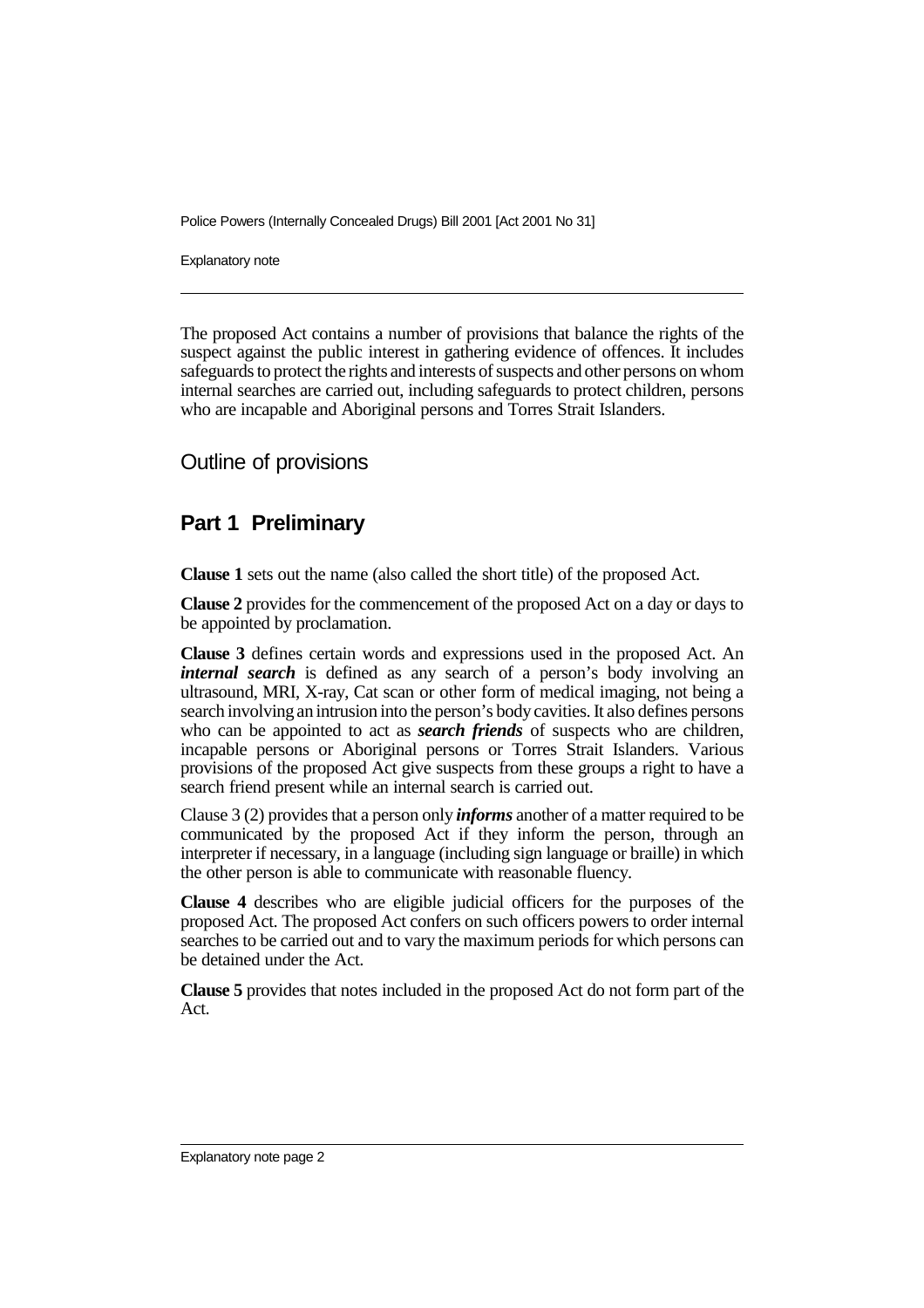The proposed Act contains a number of provisions that balance the rights of the suspect against the public interest in gathering evidence of offences. It includes safeguards to protect the rights and interests of suspects and other persons on whom internal searches are carried out, including safeguards to protect children, persons who are incapable and Aboriginal persons and Torres Strait Islanders.

## Outline of provisions

### Part 1 Preliminary

**Clause 1** sets out the name (also called the short title) of the proposed Act.

**Clause 2** provides for the commencement of the proposed Act on a day or days to be appointed by proclamation.

**Clause 3** defines certain words and expressions used in the proposed Act. An ***internal search*** is defined as any search of a person's body involving an ultrasound, MRI, X-ray, Cat scan or other form of medical imaging, not being a search involving an intrusion into the person's body cavities. It also defines persons who can be appointed to act as ***search friends*** of suspects who are children, incapable persons or Aboriginal persons or Torres Strait Islanders. Various provisions of the proposed Act give suspects from these groups a right to have a search friend present while an internal search is carried out.

Clause 3 (2) provides that a person only ***informs*** another of a matter required to be communicated by the proposed Act if they inform the person, through an interpreter if necessary, in a language (including sign language or braille) in which the other person is able to communicate with reasonable fluency.

**Clause 4** describes who are eligible judicial officers for the purposes of the proposed Act. The proposed Act confers on such officers powers to order internal searches to be carried out and to vary the maximum periods for which persons can be detained under the Act.

**Clause 5** provides that notes included in the proposed Act do not form part of the Act.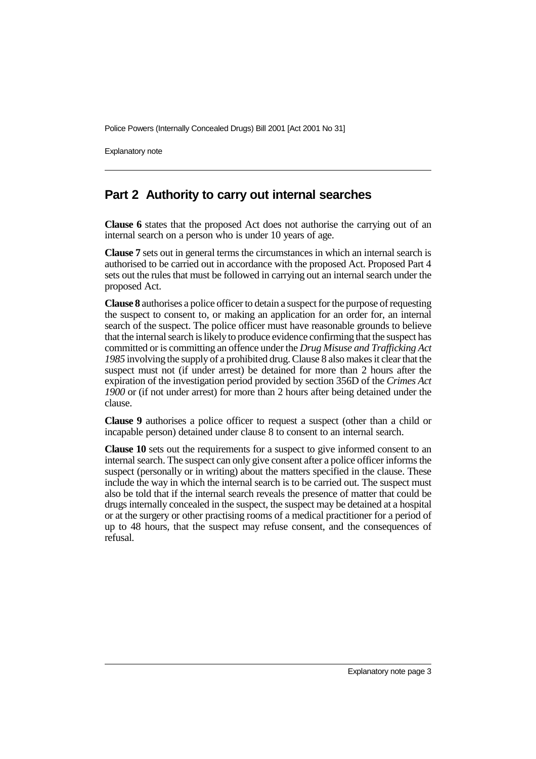## Part 2 Authority to carry out internal searches

**Clause 6** states that the proposed Act does not authorise the carrying out of an internal search on a person who is under 10 years of age.

**Clause 7** sets out in general terms the circumstances in which an internal search is authorised to be carried out in accordance with the proposed Act. Proposed Part 4 sets out the rules that must be followed in carrying out an internal search under the proposed Act.

**Clause 8** authorises a police officer to detain a suspect for the purpose of requesting the suspect to consent to, or making an application for an order for, an internal search of the suspect. The police officer must have reasonable grounds to believe that the internal search is likely to produce evidence confirming that the suspect has committed or is committing an offence under the *Drug Misuse and Trafficking Act 1985* involving the supply of a prohibited drug. Clause 8 also makes it clear that the suspect must not (if under arrest) be detained for more than 2 hours after the expiration of the investigation period provided by section 356D of the *Crimes Act 1900* or (if not under arrest) for more than 2 hours after being detained under the clause.

**Clause 9** authorises a police officer to request a suspect (other than a child or incapable person) detained under clause 8 to consent to an internal search.

**Clause 10** sets out the requirements for a suspect to give informed consent to an internal search. The suspect can only give consent after a police officer informs the suspect (personally or in writing) about the matters specified in the clause. These include the way in which the internal search is to be carried out. The suspect must also be told that if the internal search reveals the presence of matter that could be drugs internally concealed in the suspect, the suspect may be detained at a hospital or at the surgery or other practising rooms of a medical practitioner for a period of up to 48 hours, that the suspect may refuse consent, and the consequences of refusal.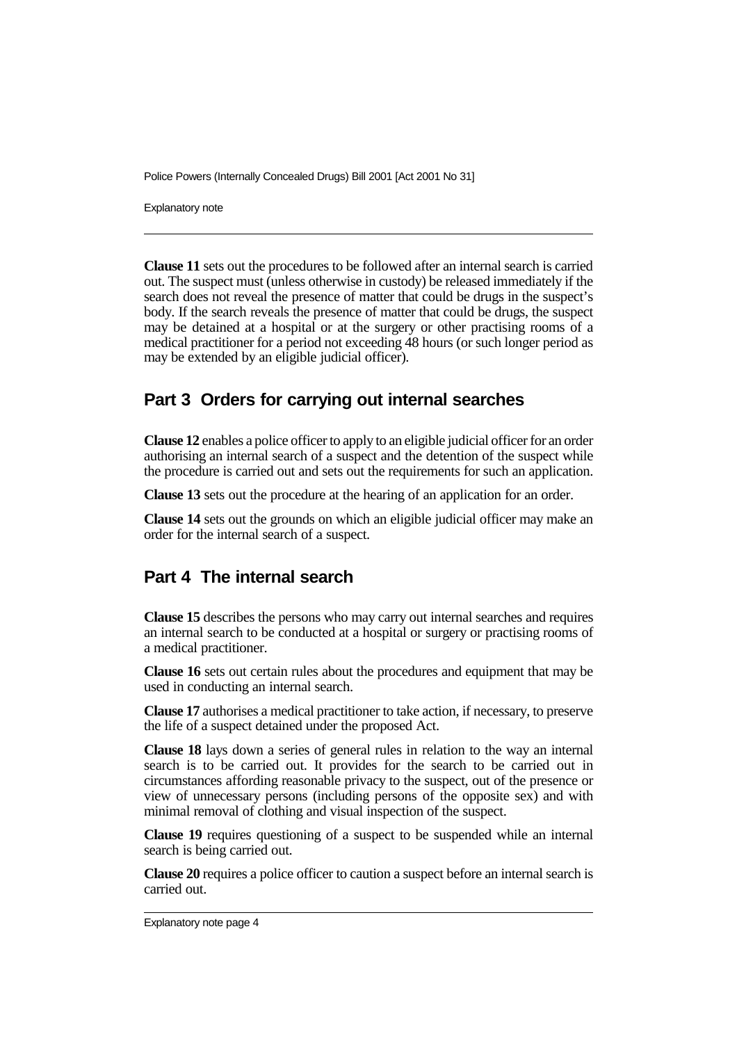**Clause 11** sets out the procedures to be followed after an internal search is carried out. The suspect must (unless otherwise in custody) be released immediately if the search does not reveal the presence of matter that could be drugs in the suspect's body. If the search reveals the presence of matter that could be drugs, the suspect may be detained at a hospital or at the surgery or other practising rooms of a medical practitioner for a period not exceeding 48 hours (or such longer period as may be extended by an eligible judicial officer).

## Part 3 Orders for carrying out internal searches

**Clause 12** enables a police officer to apply to an eligible judicial officer for an order authorising an internal search of a suspect and the detention of the suspect while the procedure is carried out and sets out the requirements for such an application.

**Clause 13** sets out the procedure at the hearing of an application for an order.

**Clause 14** sets out the grounds on which an eligible judicial officer may make an order for the internal search of a suspect.

## Part 4 The internal search

**Clause 15** describes the persons who may carry out internal searches and requires an internal search to be conducted at a hospital or surgery or practising rooms of a medical practitioner.

**Clause 16** sets out certain rules about the procedures and equipment that may be used in conducting an internal search.

**Clause 17** authorises a medical practitioner to take action, if necessary, to preserve the life of a suspect detained under the proposed Act.

**Clause 18** lays down a series of general rules in relation to the way an internal search is to be carried out. It provides for the search to be carried out in circumstances affording reasonable privacy to the suspect, out of the presence or view of unnecessary persons (including persons of the opposite sex) and with minimal removal of clothing and visual inspection of the suspect.

**Clause 19** requires questioning of a suspect to be suspended while an internal search is being carried out.

**Clause 20** requires a police officer to caution a suspect before an internal search is carried out.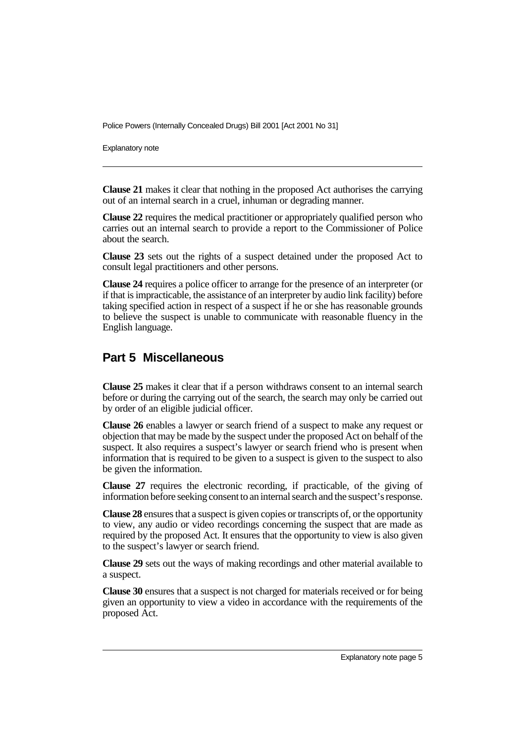**Clause 21** makes it clear that nothing in the proposed Act authorises the carrying out of an internal search in a cruel, inhuman or degrading manner.

**Clause 22** requires the medical practitioner or appropriately qualified person who carries out an internal search to provide a report to the Commissioner of Police about the search.

**Clause 23** sets out the rights of a suspect detained under the proposed Act to consult legal practitioners and other persons.

**Clause 24** requires a police officer to arrange for the presence of an interpreter (or if that is impracticable, the assistance of an interpreter by audio link facility) before taking specified action in respect of a suspect if he or she has reasonable grounds to believe the suspect is unable to communicate with reasonable fluency in the English language.

## Part 5 Miscellaneous

**Clause 25** makes it clear that if a person withdraws consent to an internal search before or during the carrying out of the search, the search may only be carried out by order of an eligible judicial officer.

**Clause 26** enables a lawyer or search friend of a suspect to make any request or objection that may be made by the suspect under the proposed Act on behalf of the suspect. It also requires a suspect's lawyer or search friend who is present when information that is required to be given to a suspect is given to the suspect to also be given the information.

**Clause 27** requires the electronic recording, if practicable, of the giving of information before seeking consent to an internal search and the suspect's response.

**Clause 28** ensures that a suspect is given copies or transcripts of, or the opportunity to view, any audio or video recordings concerning the suspect that are made as required by the proposed Act. It ensures that the opportunity to view is also given to the suspect's lawyer or search friend.

**Clause 29** sets out the ways of making recordings and other material available to a suspect.

**Clause 30** ensures that a suspect is not charged for materials received or for being given an opportunity to view a video in accordance with the requirements of the proposed Act.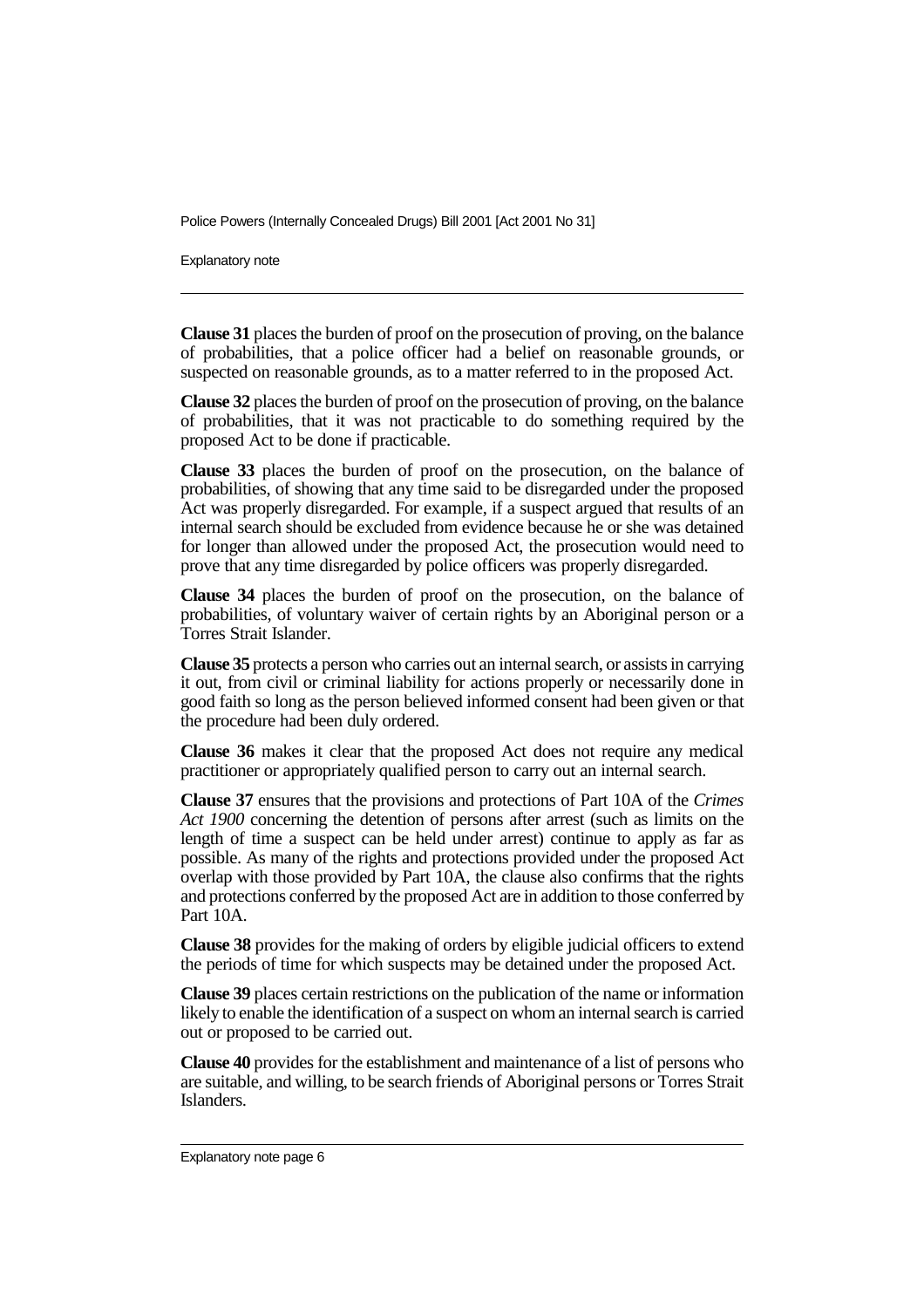**Clause 31** places the burden of proof on the prosecution of proving, on the balance of probabilities, that a police officer had a belief on reasonable grounds, or suspected on reasonable grounds, as to a matter referred to in the proposed Act.

**Clause 32** places the burden of proof on the prosecution of proving, on the balance of probabilities, that it was not practicable to do something required by the proposed Act to be done if practicable.

**Clause 33** places the burden of proof on the prosecution, on the balance of probabilities, of showing that any time said to be disregarded under the proposed Act was properly disregarded. For example, if a suspect argued that results of an internal search should be excluded from evidence because he or she was detained for longer than allowed under the proposed Act, the prosecution would need to prove that any time disregarded by police officers was properly disregarded.

**Clause 34** places the burden of proof on the prosecution, on the balance of probabilities, of voluntary waiver of certain rights by an Aboriginal person or a Torres Strait Islander.

**Clause 35** protects a person who carries out an internal search, or assists in carrying it out, from civil or criminal liability for actions properly or necessarily done in good faith so long as the person believed informed consent had been given or that the procedure had been duly ordered.

**Clause 36** makes it clear that the proposed Act does not require any medical practitioner or appropriately qualified person to carry out an internal search.

**Clause 37** ensures that the provisions and protections of Part 10A of the *Crimes Act 1900* concerning the detention of persons after arrest (such as limits on the length of time a suspect can be held under arrest) continue to apply as far as possible. As many of the rights and protections provided under the proposed Act overlap with those provided by Part 10A, the clause also confirms that the rights and protections conferred by the proposed Act are in addition to those conferred by Part 10A.

**Clause 38** provides for the making of orders by eligible judicial officers to extend the periods of time for which suspects may be detained under the proposed Act.

**Clause 39** places certain restrictions on the publication of the name or information likely to enable the identification of a suspect on whom an internal search is carried out or proposed to be carried out.

**Clause 40** provides for the establishment and maintenance of a list of persons who are suitable, and willing, to be search friends of Aboriginal persons or Torres Strait Islanders.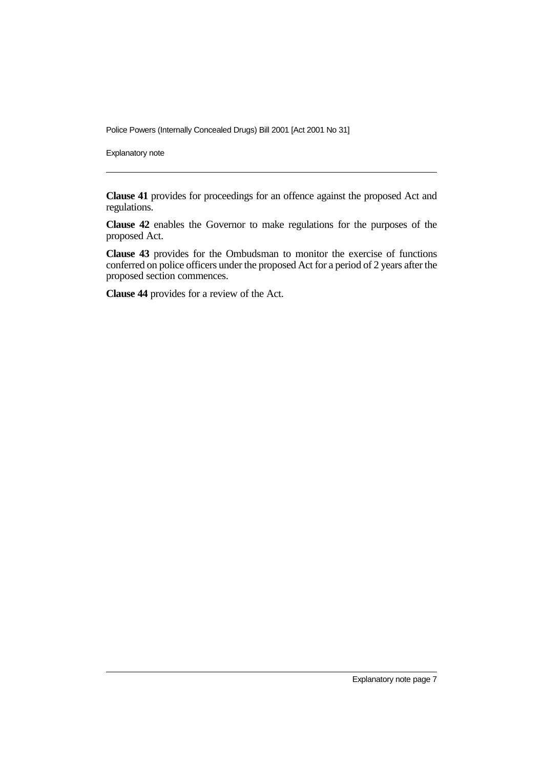**Clause 41** provides for proceedings for an offence against the proposed Act and regulations.

**Clause 42** enables the Governor to make regulations for the purposes of the proposed Act.

**Clause 43** provides for the Ombudsman to monitor the exercise of functions conferred on police officers under the proposed Act for a period of 2 years after the proposed section commences.

**Clause 44** provides for a review of the Act.